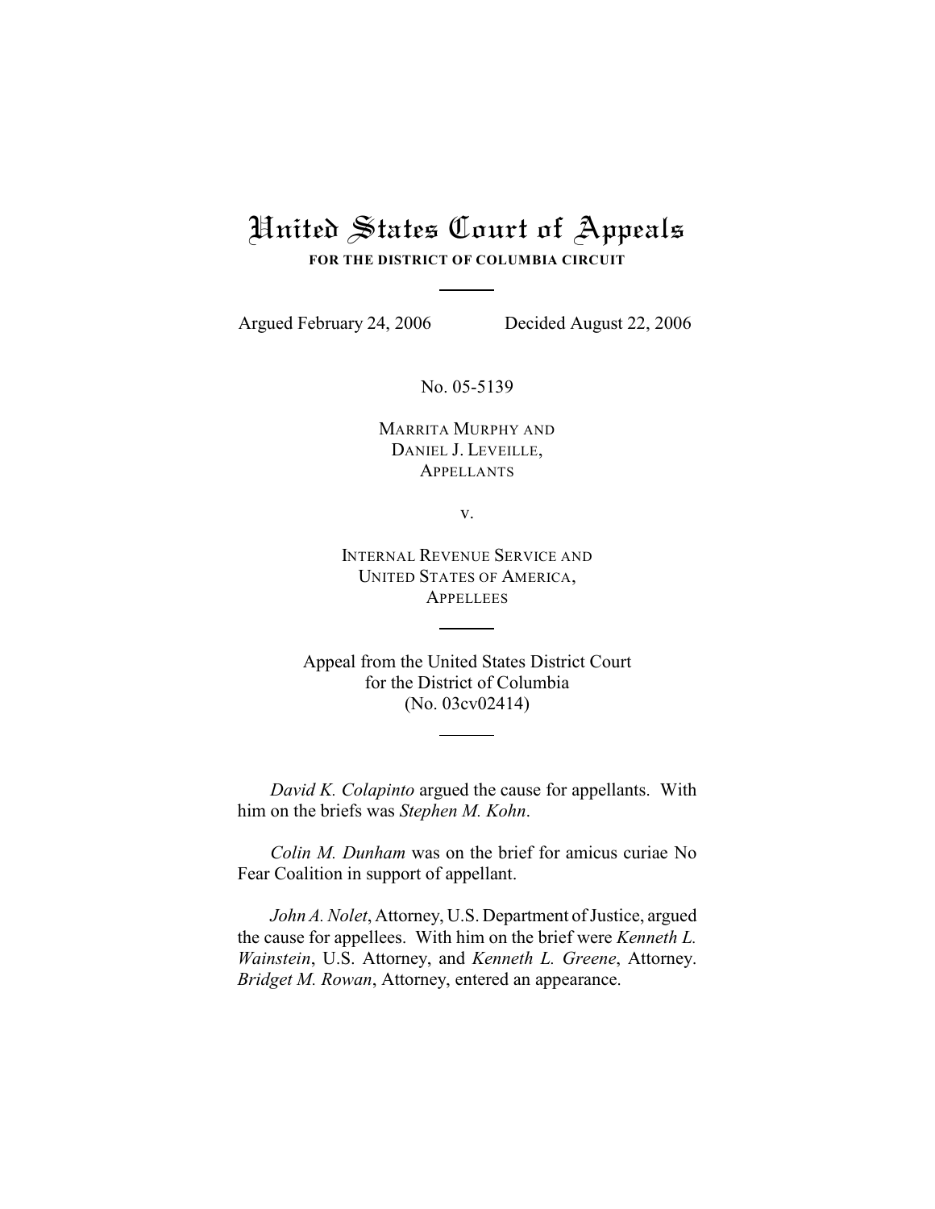# United States Court of Appeals

**FOR THE DISTRICT OF COLUMBIA CIRCUIT**

---

Argued February 24, 2006 Decided August 22, 2006

No. 05-5139

MARRITA MURPHY AND
DANIEL J. LEVEILLE,
APPELLANTS

v.

INTERNAL REVENUE SERVICE AND
UNITED STATES OF AMERICA,
APPELLEES

---

Appeal from the United States District Court
for the District of Columbia
(No. 03cv02414)

---

*David K. Colapinto* argued the cause for appellants. With him on the briefs was *Stephen M. Kohn*.

*Colin M. Dunham* was on the brief for amicus curiae No Fear Coalition in support of appellant.

*John A. Nolet*, Attorney, U.S. Department of Justice, argued the cause for appellees. With him on the brief were *Kenneth L. Wainstein*, U.S. Attorney, and *Kenneth L. Greene*, Attorney. *Bridget M. Rowan*, Attorney, entered an appearance.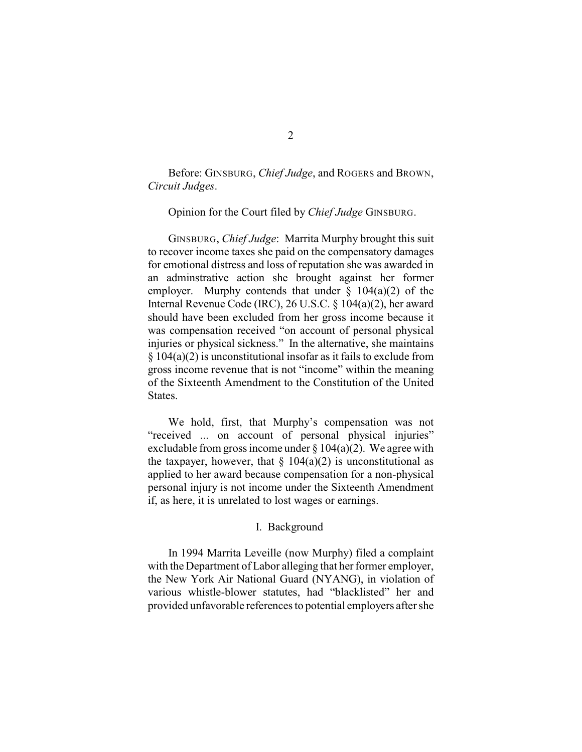Before: GINSBURG, *Chief Judge*, and ROGERS and BROWN, *Circuit Judges*.

Opinion for the Court filed by *Chief Judge* GINSBURG.

GINSBURG, *Chief Judge*: Marrita Murphy brought this suit to recover income taxes she paid on the compensatory damages for emotional distress and loss of reputation she was awarded in an adminstrative action she brought against her former employer. Murphy contends that under § 104(a)(2) of the Internal Revenue Code (IRC), 26 U.S.C. § 104(a)(2), her award should have been excluded from her gross income because it was compensation received "on account of personal physical injuries or physical sickness." In the alternative, she maintains § 104(a)(2) is unconstitutional insofar as it fails to exclude from gross income revenue that is not "income" within the meaning of the Sixteenth Amendment to the Constitution of the United States.

We hold, first, that Murphy's compensation was not "received ... on account of personal physical injuries" excludable from gross income under § 104(a)(2). We agree with the taxpayer, however, that § 104(a)(2) is unconstitutional as applied to her award because compensation for a non-physical personal injury is not income under the Sixteenth Amendment if, as here, it is unrelated to lost wages or earnings.

## I. Background

In 1994 Marrita Leveille (now Murphy) filed a complaint with the Department of Labor alleging that her former employer, the New York Air National Guard (NYANG), in violation of various whistle-blower statutes, had "blacklisted" her and provided unfavorable references to potential employers after she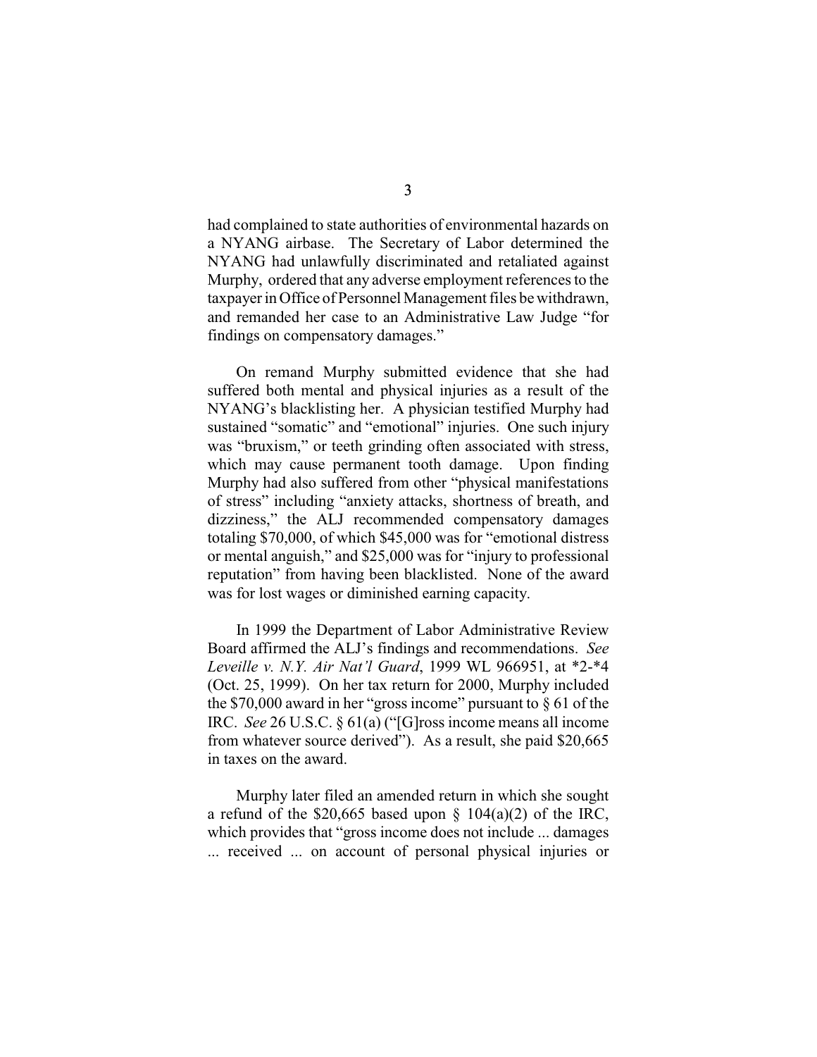had complained to state authorities of environmental hazards on a NYANG airbase. The Secretary of Labor determined the NYANG had unlawfully discriminated and retaliated against Murphy, ordered that any adverse employment references to the taxpayer in Office of Personnel Management files be withdrawn, and remanded her case to an Administrative Law Judge "for findings on compensatory damages."

On remand Murphy submitted evidence that she had suffered both mental and physical injuries as a result of the NYANG's blacklisting her. A physician testified Murphy had sustained "somatic" and "emotional" injuries. One such injury was "bruxism," or teeth grinding often associated with stress, which may cause permanent tooth damage. Upon finding Murphy had also suffered from other "physical manifestations of stress" including "anxiety attacks, shortness of breath, and dizziness," the ALJ recommended compensatory damages totaling $70,000, of which $45,000 was for "emotional distress or mental anguish," and $25,000 was for "injury to professional reputation" from having been blacklisted. None of the award was for lost wages or diminished earning capacity.

In 1999 the Department of Labor Administrative Review Board affirmed the ALJ's findings and recommendations. *See Leveille v. N.Y. Air Nat'l Guard*, 1999 WL 966951, at *2-*4 (Oct. 25, 1999). On her tax return for 2000, Murphy included the $70,000 award in her "gross income" pursuant to § 61 of the IRC. *See* 26 U.S.C. § 61(a) ("[G]ross income means all income from whatever source derived"). As a result, she paid $20,665 in taxes on the award.

Murphy later filed an amended return in which she sought a refund of the $20,665 based upon § 104(a)(2) of the IRC, which provides that "gross income does not include ... damages ... received ... on account of personal physical injuries or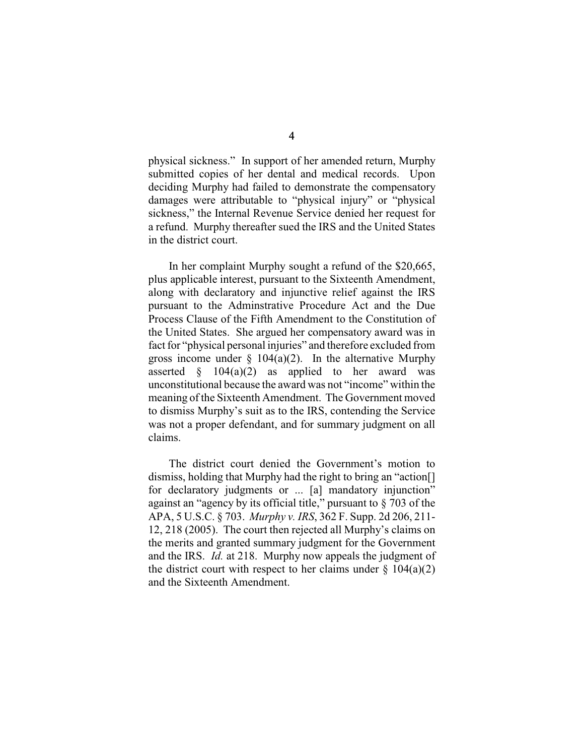physical sickness." In support of her amended return, Murphy submitted copies of her dental and medical records. Upon deciding Murphy had failed to demonstrate the compensatory damages were attributable to "physical injury" or "physical sickness," the Internal Revenue Service denied her request for a refund. Murphy thereafter sued the IRS and the United States in the district court.

In her complaint Murphy sought a refund of the $20,665, plus applicable interest, pursuant to the Sixteenth Amendment, along with declaratory and injunctive relief against the IRS pursuant to the Adminstrative Procedure Act and the Due Process Clause of the Fifth Amendment to the Constitution of the United States. She argued her compensatory award was in fact for "physical personal injuries" and therefore excluded from gross income under § 104(a)(2). In the alternative Murphy asserted § 104(a)(2) as applied to her award was unconstitutional because the award was not "income" within the meaning of the Sixteenth Amendment. The Government moved to dismiss Murphy's suit as to the IRS, contending the Service was not a proper defendant, and for summary judgment on all claims.

The district court denied the Government's motion to dismiss, holding that Murphy had the right to bring an "action[] for declaratory judgments or ... [a] mandatory injunction" against an "agency by its official title," pursuant to § 703 of the APA, 5 U.S.C. § 703. *Murphy v. IRS*, 362 F. Supp. 2d 206, 211-12, 218 (2005). The court then rejected all Murphy's claims on the merits and granted summary judgment for the Government and the IRS. *Id.* at 218. Murphy now appeals the judgment of the district court with respect to her claims under § 104(a)(2) and the Sixteenth Amendment.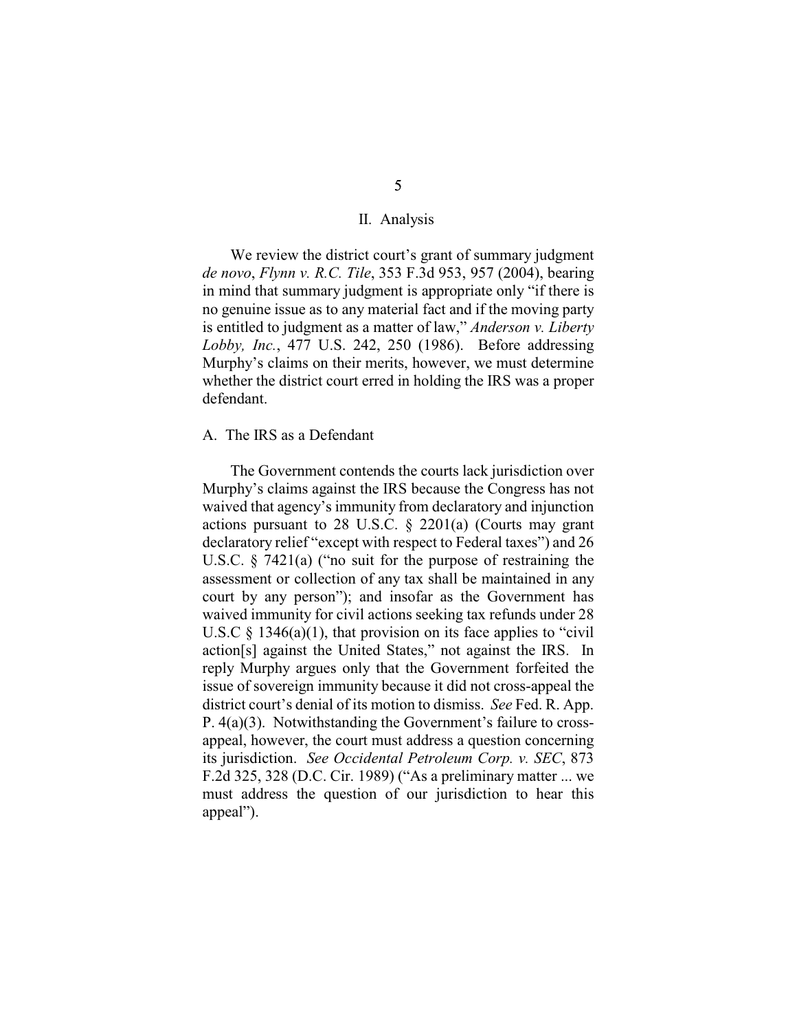## II. Analysis

We review the district court's grant of summary judgment *de novo*, *Flynn v. R.C. Tile*, 353 F.3d 953, 957 (2004), bearing in mind that summary judgment is appropriate only "if there is no genuine issue as to any material fact and if the moving party is entitled to judgment as a matter of law," *Anderson v. Liberty Lobby, Inc.*, 477 U.S. 242, 250 (1986). Before addressing Murphy's claims on their merits, however, we must determine whether the district court erred in holding the IRS was a proper defendant.

### A. The IRS as a Defendant

The Government contends the courts lack jurisdiction over Murphy's claims against the IRS because the Congress has not waived that agency's immunity from declaratory and injunction actions pursuant to 28 U.S.C. § 2201(a) (Courts may grant declaratory relief "except with respect to Federal taxes") and 26 U.S.C. § 7421(a) ("no suit for the purpose of restraining the assessment or collection of any tax shall be maintained in any court by any person"); and insofar as the Government has waived immunity for civil actions seeking tax refunds under 28 U.S.C § 1346(a)(1), that provision on its face applies to "civil action[s] against the United States," not against the IRS. In reply Murphy argues only that the Government forfeited the issue of sovereign immunity because it did not cross-appeal the district court's denial of its motion to dismiss. *See* Fed. R. App. P. 4(a)(3). Notwithstanding the Government's failure to cross-appeal, however, the court must address a question concerning its jurisdiction. *See Occidental Petroleum Corp. v. SEC*, 873 F.2d 325, 328 (D.C. Cir. 1989) ("As a preliminary matter ... we must address the question of our jurisdiction to hear this appeal").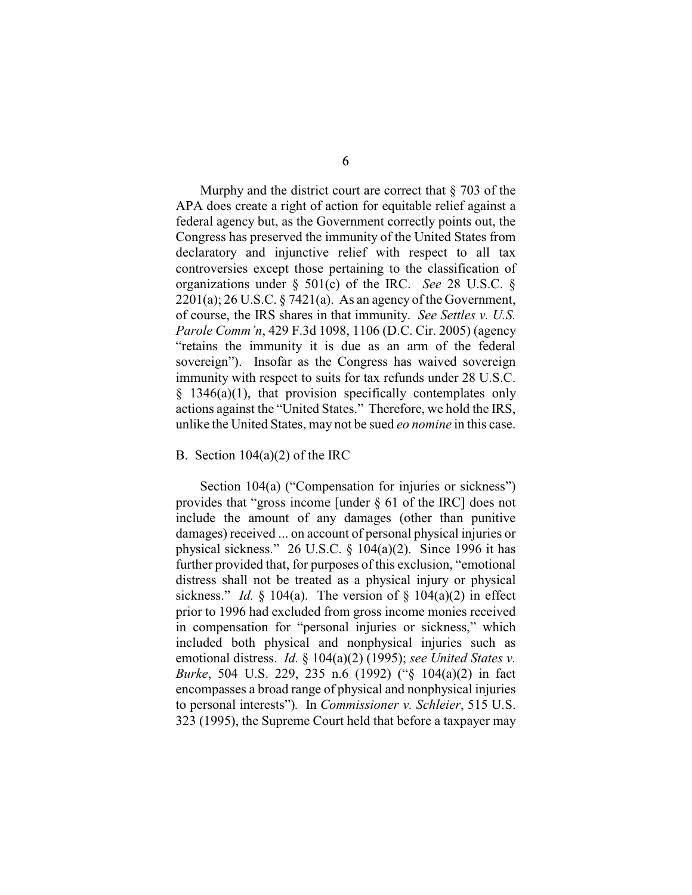Murphy and the district court are correct that § 703 of the APA does create a right of action for equitable relief against a federal agency but, as the Government correctly points out, the Congress has preserved the immunity of the United States from declaratory and injunctive relief with respect to all tax controversies except those pertaining to the classification of organizations under § 501(c) of the IRC. *See* 28 U.S.C. § 2201(a); 26 U.S.C. § 7421(a). As an agency of the Government, of course, the IRS shares in that immunity. *See Settles v. U.S. Parole Comm'n*, 429 F.3d 1098, 1106 (D.C. Cir. 2005) (agency "retains the immunity it is due as an arm of the federal sovereign"). Insofar as the Congress has waived sovereign immunity with respect to suits for tax refunds under 28 U.S.C. § 1346(a)(1), that provision specifically contemplates only actions against the "United States." Therefore, we hold the IRS, unlike the United States, may not be sued *eo nomine* in this case.

B. Section 104(a)(2) of the IRC

Section 104(a) ("Compensation for injuries or sickness") provides that "gross income [under § 61 of the IRC] does not include the amount of any damages (other than punitive damages) received ... on account of personal physical injuries or physical sickness." 26 U.S.C. § 104(a)(2). Since 1996 it has further provided that, for purposes of this exclusion, "emotional distress shall not be treated as a physical injury or physical sickness." *Id.* § 104(a). The version of § 104(a)(2) in effect prior to 1996 had excluded from gross income monies received in compensation for "personal injuries or sickness," which included both physical and nonphysical injuries such as emotional distress. *Id.* § 104(a)(2) (1995); *see United States v. Burke*, 504 U.S. 229, 235 n.6 (1992) ("§ 104(a)(2) in fact encompasses a broad range of physical and nonphysical injuries to personal interests"). In *Commissioner v. Schleier*, 515 U.S. 323 (1995), the Supreme Court held that before a taxpayer may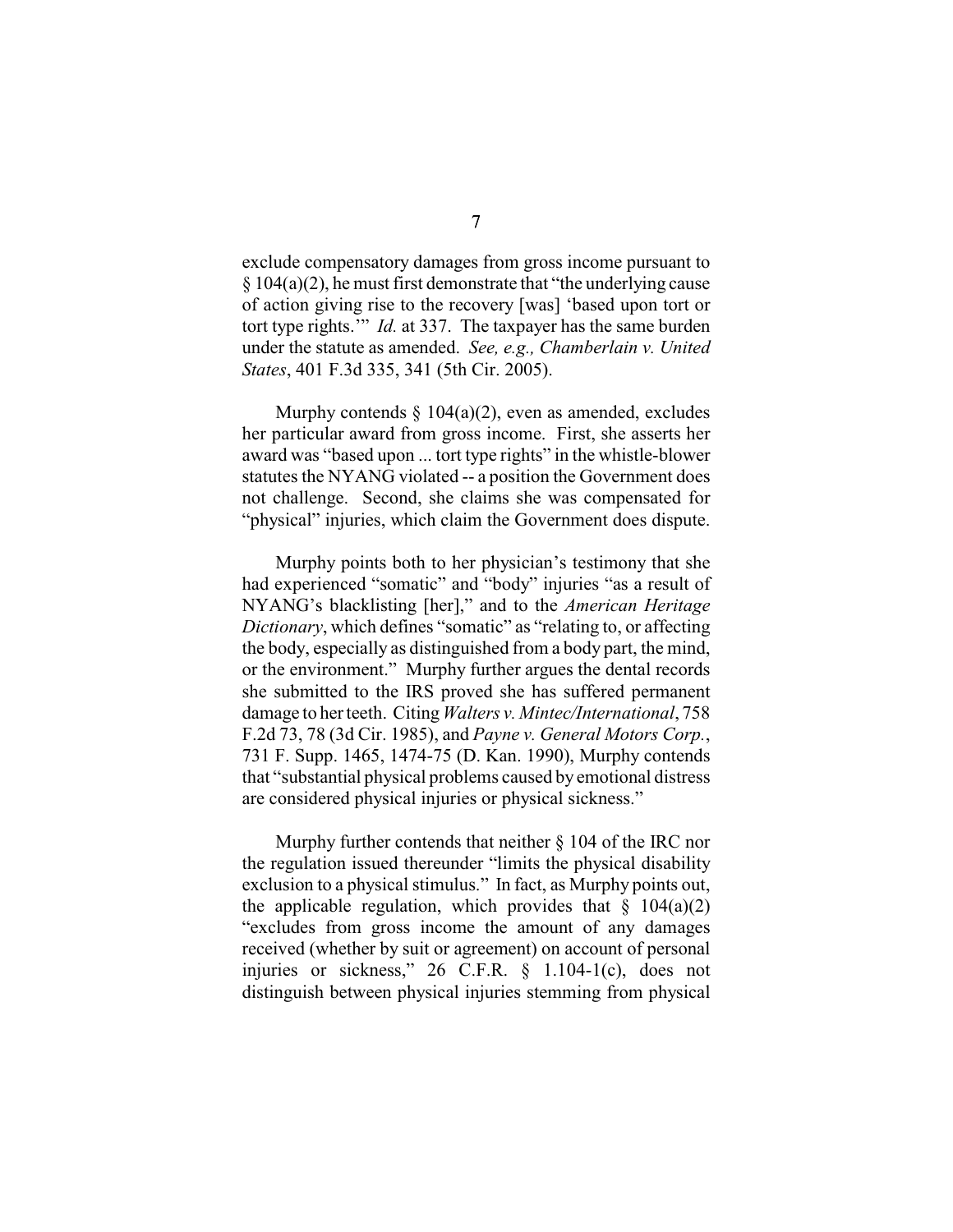exclude compensatory damages from gross income pursuant to § 104(a)(2), he must first demonstrate that "the underlying cause of action giving rise to the recovery [was] 'based upon tort or tort type rights.'" *Id.* at 337. The taxpayer has the same burden under the statute as amended. *See, e.g., Chamberlain v. United States*, 401 F.3d 335, 341 (5th Cir. 2005).

Murphy contends § 104(a)(2), even as amended, excludes her particular award from gross income. First, she asserts her award was "based upon ... tort type rights" in the whistle-blower statutes the NYANG violated -- a position the Government does not challenge. Second, she claims she was compensated for "physical" injuries, which claim the Government does dispute.

Murphy points both to her physician's testimony that she had experienced "somatic" and "body" injuries "as a result of NYANG's blacklisting [her]," and to the *American Heritage Dictionary*, which defines "somatic" as "relating to, or affecting the body, especially as distinguished from a body part, the mind, or the environment." Murphy further argues the dental records she submitted to the IRS proved she has suffered permanent damage to her teeth. Citing *Walters v. Mintec/International*, 758 F.2d 73, 78 (3d Cir. 1985), and *Payne v. General Motors Corp.*, 731 F. Supp. 1465, 1474-75 (D. Kan. 1990), Murphy contends that "substantial physical problems caused by emotional distress are considered physical injuries or physical sickness."

Murphy further contends that neither § 104 of the IRC nor the regulation issued thereunder "limits the physical disability exclusion to a physical stimulus." In fact, as Murphy points out, the applicable regulation, which provides that § 104(a)(2) "excludes from gross income the amount of any damages received (whether by suit or agreement) on account of personal injuries or sickness," 26 C.F.R. § 1.104-1(c), does not distinguish between physical injuries stemming from physical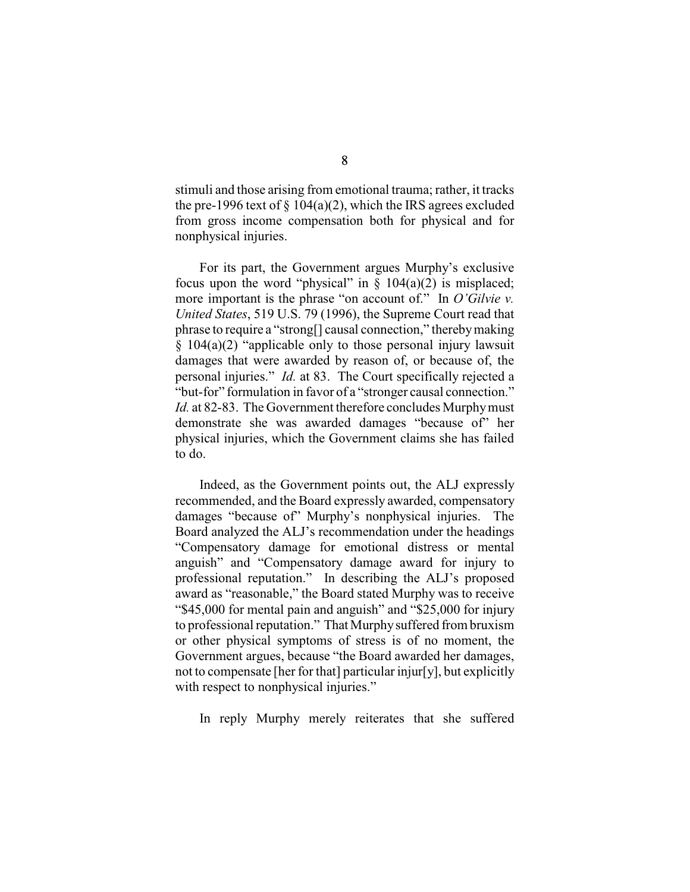stimuli and those arising from emotional trauma; rather, it tracks the pre-1996 text of § 104(a)(2), which the IRS agrees excluded from gross income compensation both for physical and for nonphysical injuries.

For its part, the Government argues Murphy's exclusive focus upon the word "physical" in § 104(a)(2) is misplaced; more important is the phrase "on account of." In *O'Gilvie v. United States*, 519 U.S. 79 (1996), the Supreme Court read that phrase to require a "strong[] causal connection," thereby making § 104(a)(2) "applicable only to those personal injury lawsuit damages that were awarded by reason of, or because of, the personal injuries." *Id.* at 83. The Court specifically rejected a "but-for" formulation in favor of a "stronger causal connection." *Id.* at 82-83. The Government therefore concludes Murphy must demonstrate she was awarded damages "because of" her physical injuries, which the Government claims she has failed to do.

Indeed, as the Government points out, the ALJ expressly recommended, and the Board expressly awarded, compensatory damages "because of" Murphy's nonphysical injuries. The Board analyzed the ALJ's recommendation under the headings "Compensatory damage for emotional distress or mental anguish" and "Compensatory damage award for injury to professional reputation." In describing the ALJ's proposed award as "reasonable," the Board stated Murphy was to receive "$45,000 for mental pain and anguish" and "$25,000 for injury to professional reputation." That Murphy suffered from bruxism or other physical symptoms of stress is of no moment, the Government argues, because "the Board awarded her damages, not to compensate [her for that] particular injur[y], but explicitly with respect to nonphysical injuries."

In reply Murphy merely reiterates that she suffered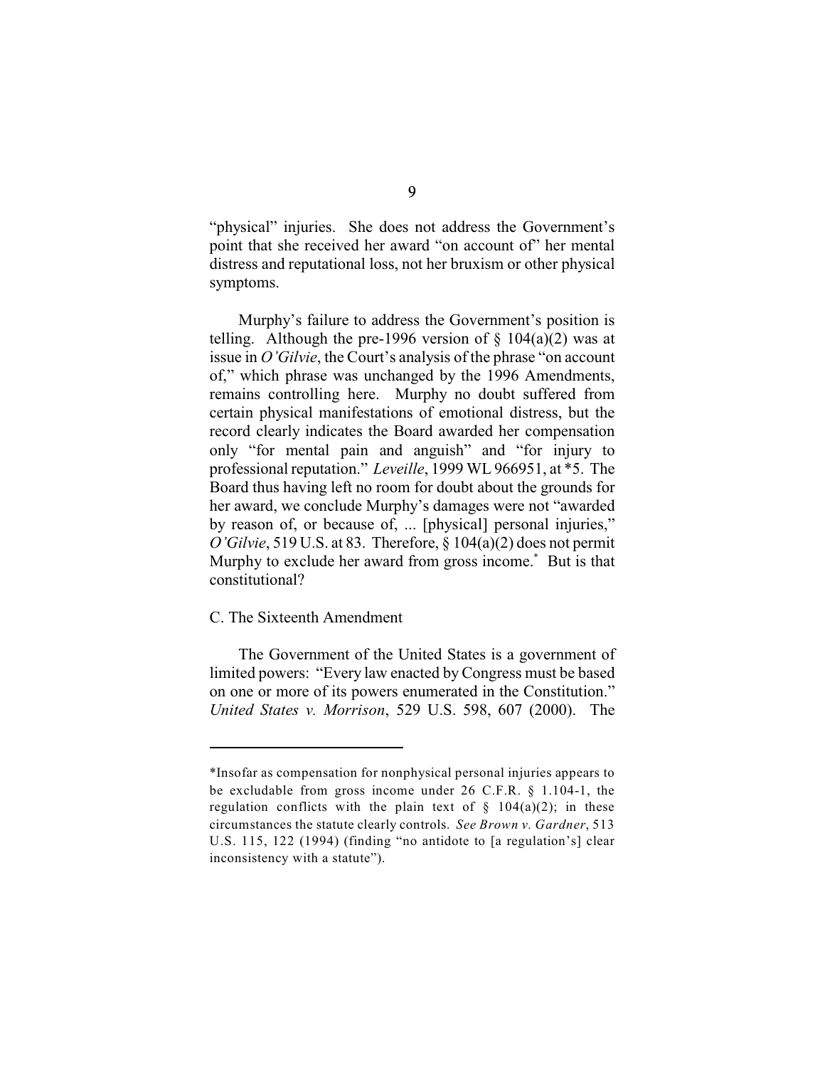"physical" injuries. She does not address the Government's point that she received her award "on account of" her mental distress and reputational loss, not her bruxism or other physical symptoms.

Murphy's failure to address the Government's position is telling. Although the pre-1996 version of § 104(a)(2) was at issue in *O'Gilvie*, the Court's analysis of the phrase "on account of," which phrase was unchanged by the 1996 Amendments, remains controlling here. Murphy no doubt suffered from certain physical manifestations of emotional distress, but the record clearly indicates the Board awarded her compensation only "for mental pain and anguish" and "for injury to professional reputation." *Leveille*, 1999 WL 966951, at *5. The Board thus having left no room for doubt about the grounds for her award, we conclude Murphy's damages were not "awarded by reason of, or because of, ... [physical] personal injuries," *O'Gilvie*, 519 U.S. at 83. Therefore, § 104(a)(2) does not permit Murphy to exclude her award from gross income.* But is that constitutional?

## C. The Sixteenth Amendment

The Government of the United States is a government of limited powers: "Every law enacted by Congress must be based on one or more of its powers enumerated in the Constitution." *United States v. Morrison*, 529 U.S. 598, 607 (2000). The

---

*Insofar as compensation for nonphysical personal injuries appears to be excludable from gross income under 26 C.F.R. § 1.104-1, the regulation conflicts with the plain text of § 104(a)(2); in these circumstances the statute clearly controls. *See Brown v. Gardner*, 513 U.S. 115, 122 (1994) (finding "no antidote to [a regulation's] clear inconsistency with a statute").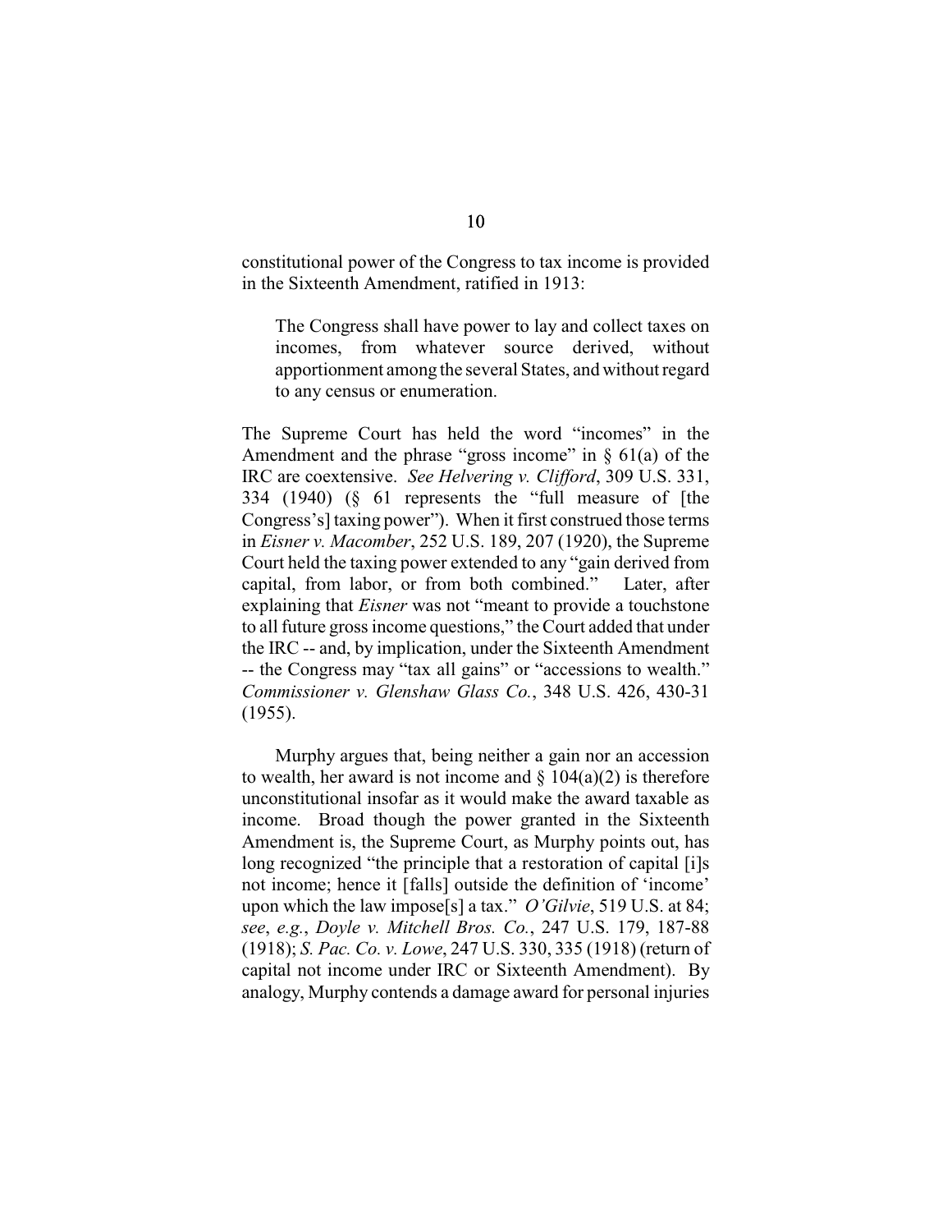constitutional power of the Congress to tax income is provided in the Sixteenth Amendment, ratified in 1913:

> The Congress shall have power to lay and collect taxes on incomes, from whatever source derived, without apportionment among the several States, and without regard to any census or enumeration.

The Supreme Court has held the word "incomes" in the Amendment and the phrase "gross income" in § 61(a) of the IRC are coextensive. *See Helvering v. Clifford*, 309 U.S. 331, 334 (1940) (§ 61 represents the "full measure of [the Congress's] taxing power"). When it first construed those terms in *Eisner v. Macomber*, 252 U.S. 189, 207 (1920), the Supreme Court held the taxing power extended to any "gain derived from capital, from labor, or from both combined." Later, after explaining that *Eisner* was not "meant to provide a touchstone to all future gross income questions," the Court added that under the IRC -- and, by implication, under the Sixteenth Amendment -- the Congress may "tax all gains" or "accessions to wealth." *Commissioner v. Glenshaw Glass Co.*, 348 U.S. 426, 430-31 (1955).

Murphy argues that, being neither a gain nor an accession to wealth, her award is not income and § 104(a)(2) is therefore unconstitutional insofar as it would make the award taxable as income. Broad though the power granted in the Sixteenth Amendment is, the Supreme Court, as Murphy points out, has long recognized "the principle that a restoration of capital [i]s not income; hence it [falls] outside the definition of 'income' upon which the law impose[s] a tax." *O'Gilvie*, 519 U.S. at 84; *see*, *e.g.*, *Doyle v. Mitchell Bros. Co.*, 247 U.S. 179, 187-88 (1918); *S. Pac. Co. v. Lowe*, 247 U.S. 330, 335 (1918) (return of capital not income under IRC or Sixteenth Amendment). By analogy, Murphy contends a damage award for personal injuries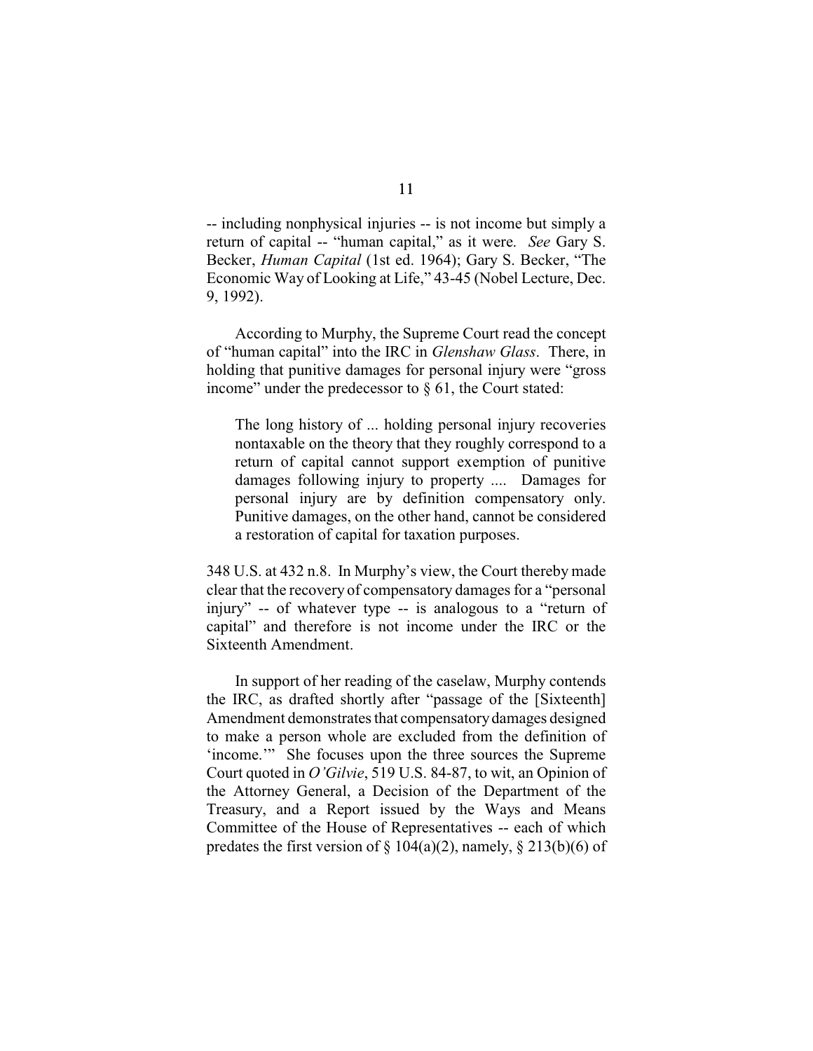-- including nonphysical injuries -- is not income but simply a return of capital -- "human capital," as it were. *See* Gary S. Becker, *Human Capital* (1st ed. 1964); Gary S. Becker, "The Economic Way of Looking at Life," 43-45 (Nobel Lecture, Dec. 9, 1992).

According to Murphy, the Supreme Court read the concept of "human capital" into the IRC in *Glenshaw Glass*. There, in holding that punitive damages for personal injury were "gross income" under the predecessor to § 61, the Court stated:

> The long history of ... holding personal injury recoveries nontaxable on the theory that they roughly correspond to a return of capital cannot support exemption of punitive damages following injury to property .... Damages for personal injury are by definition compensatory only. Punitive damages, on the other hand, cannot be considered a restoration of capital for taxation purposes.

348 U.S. at 432 n.8. In Murphy's view, the Court thereby made clear that the recovery of compensatory damages for a "personal injury" -- of whatever type -- is analogous to a "return of capital" and therefore is not income under the IRC or the Sixteenth Amendment.

In support of her reading of the caselaw, Murphy contends the IRC, as drafted shortly after "passage of the [Sixteenth] Amendment demonstrates that compensatory damages designed to make a person whole are excluded from the definition of 'income.'" She focuses upon the three sources the Supreme Court quoted in *O'Gilvie*, 519 U.S. 84-87, to wit, an Opinion of the Attorney General, a Decision of the Department of the Treasury, and a Report issued by the Ways and Means Committee of the House of Representatives -- each of which predates the first version of § 104(a)(2), namely, § 213(b)(6) of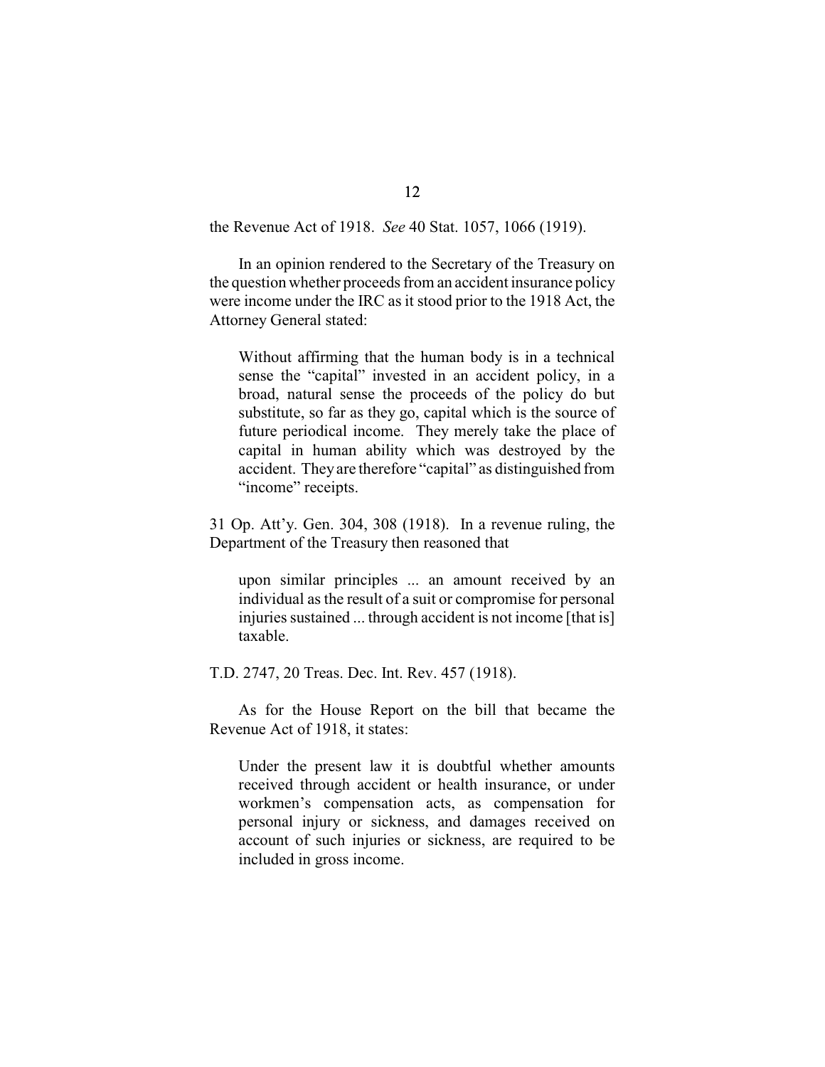the Revenue Act of 1918. *See* 40 Stat. 1057, 1066 (1919).

In an opinion rendered to the Secretary of the Treasury on the question whether proceeds from an accident insurance policy were income under the IRC as it stood prior to the 1918 Act, the Attorney General stated:

> Without affirming that the human body is in a technical sense the "capital" invested in an accident policy, in a broad, natural sense the proceeds of the policy do but substitute, so far as they go, capital which is the source of future periodical income. They merely take the place of capital in human ability which was destroyed by the accident. They are therefore "capital" as distinguished from "income" receipts.

31 Op. Att'y. Gen. 304, 308 (1918). In a revenue ruling, the Department of the Treasury then reasoned that

> upon similar principles ... an amount received by an individual as the result of a suit or compromise for personal injuries sustained ... through accident is not income [that is] taxable.

T.D. 2747, 20 Treas. Dec. Int. Rev. 457 (1918).

As for the House Report on the bill that became the Revenue Act of 1918, it states:

> Under the present law it is doubtful whether amounts received through accident or health insurance, or under workmen's compensation acts, as compensation for personal injury or sickness, and damages received on account of such injuries or sickness, are required to be included in gross income.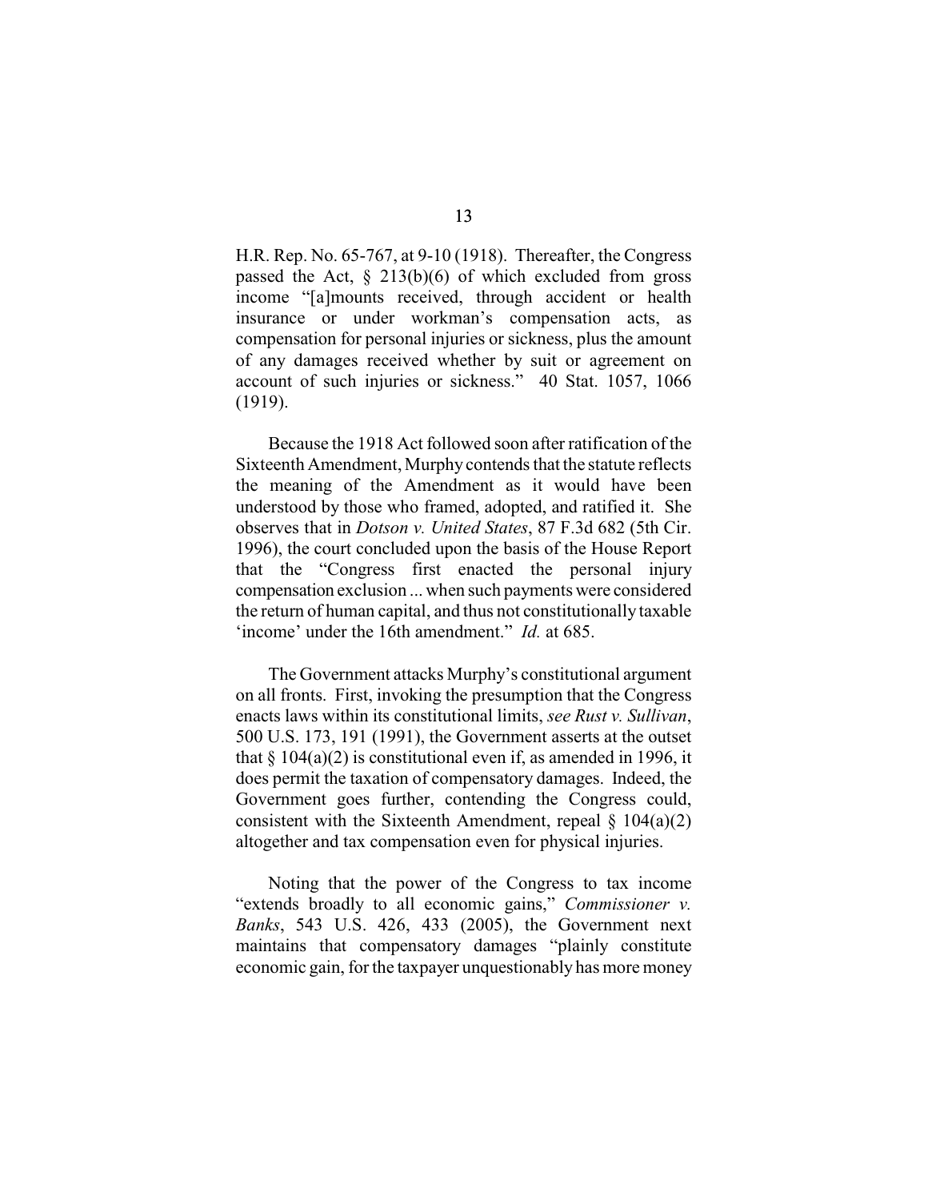H.R. Rep. No. 65-767, at 9-10 (1918). Thereafter, the Congress passed the Act, § 213(b)(6) of which excluded from gross income "[a]mounts received, through accident or health insurance or under workman's compensation acts, as compensation for personal injuries or sickness, plus the amount of any damages received whether by suit or agreement on account of such injuries or sickness." 40 Stat. 1057, 1066 (1919).

Because the 1918 Act followed soon after ratification of the Sixteenth Amendment, Murphy contends that the statute reflects the meaning of the Amendment as it would have been understood by those who framed, adopted, and ratified it. She observes that in *Dotson v. United States*, 87 F.3d 682 (5th Cir. 1996), the court concluded upon the basis of the House Report that the "Congress first enacted the personal injury compensation exclusion ... when such payments were considered the return of human capital, and thus not constitutionally taxable 'income' under the 16th amendment." *Id.* at 685.

The Government attacks Murphy's constitutional argument on all fronts. First, invoking the presumption that the Congress enacts laws within its constitutional limits, *see Rust v. Sullivan*, 500 U.S. 173, 191 (1991), the Government asserts at the outset that § 104(a)(2) is constitutional even if, as amended in 1996, it does permit the taxation of compensatory damages. Indeed, the Government goes further, contending the Congress could, consistent with the Sixteenth Amendment, repeal § 104(a)(2) altogether and tax compensation even for physical injuries.

Noting that the power of the Congress to tax income "extends broadly to all economic gains," *Commissioner v. Banks*, 543 U.S. 426, 433 (2005), the Government next maintains that compensatory damages "plainly constitute economic gain, for the taxpayer unquestionably has more money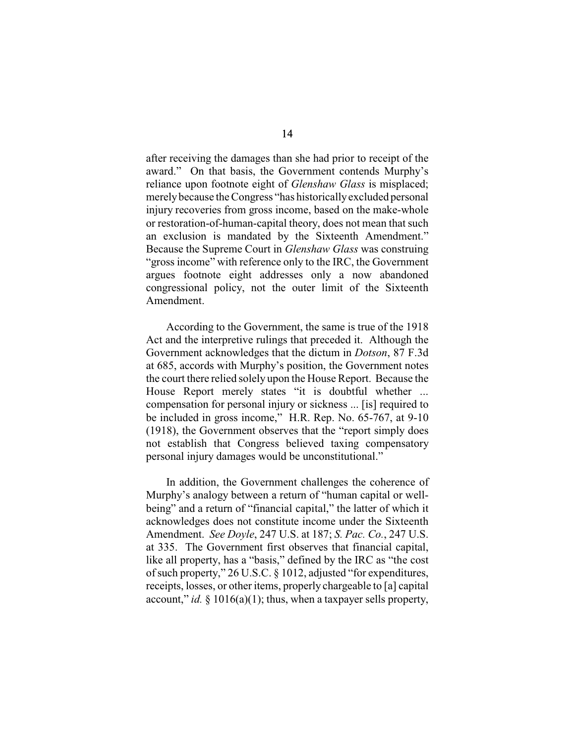after receiving the damages than she had prior to receipt of the award." On that basis, the Government contends Murphy's reliance upon footnote eight of *Glenshaw Glass* is misplaced; merely because the Congress "has historically excluded personal injury recoveries from gross income, based on the make-whole or restoration-of-human-capital theory, does not mean that such an exclusion is mandated by the Sixteenth Amendment." Because the Supreme Court in *Glenshaw Glass* was construing "gross income" with reference only to the IRC, the Government argues footnote eight addresses only a now abandoned congressional policy, not the outer limit of the Sixteenth Amendment.

According to the Government, the same is true of the 1918 Act and the interpretive rulings that preceded it. Although the Government acknowledges that the dictum in *Dotson*, 87 F.3d at 685, accords with Murphy's position, the Government notes the court there relied solely upon the House Report. Because the House Report merely states "it is doubtful whether ... compensation for personal injury or sickness ... [is] required to be included in gross income," H.R. Rep. No. 65-767, at 9-10 (1918), the Government observes that the "report simply does not establish that Congress believed taxing compensatory personal injury damages would be unconstitutional."

In addition, the Government challenges the coherence of Murphy's analogy between a return of "human capital or well-being" and a return of "financial capital," the latter of which it acknowledges does not constitute income under the Sixteenth Amendment. *See Doyle*, 247 U.S. at 187; *S. Pac. Co.*, 247 U.S. at 335. The Government first observes that financial capital, like all property, has a "basis," defined by the IRC as "the cost of such property," 26 U.S.C. § 1012, adjusted "for expenditures, receipts, losses, or other items, properly chargeable to [a] capital account," *id.* § 1016(a)(1); thus, when a taxpayer sells property,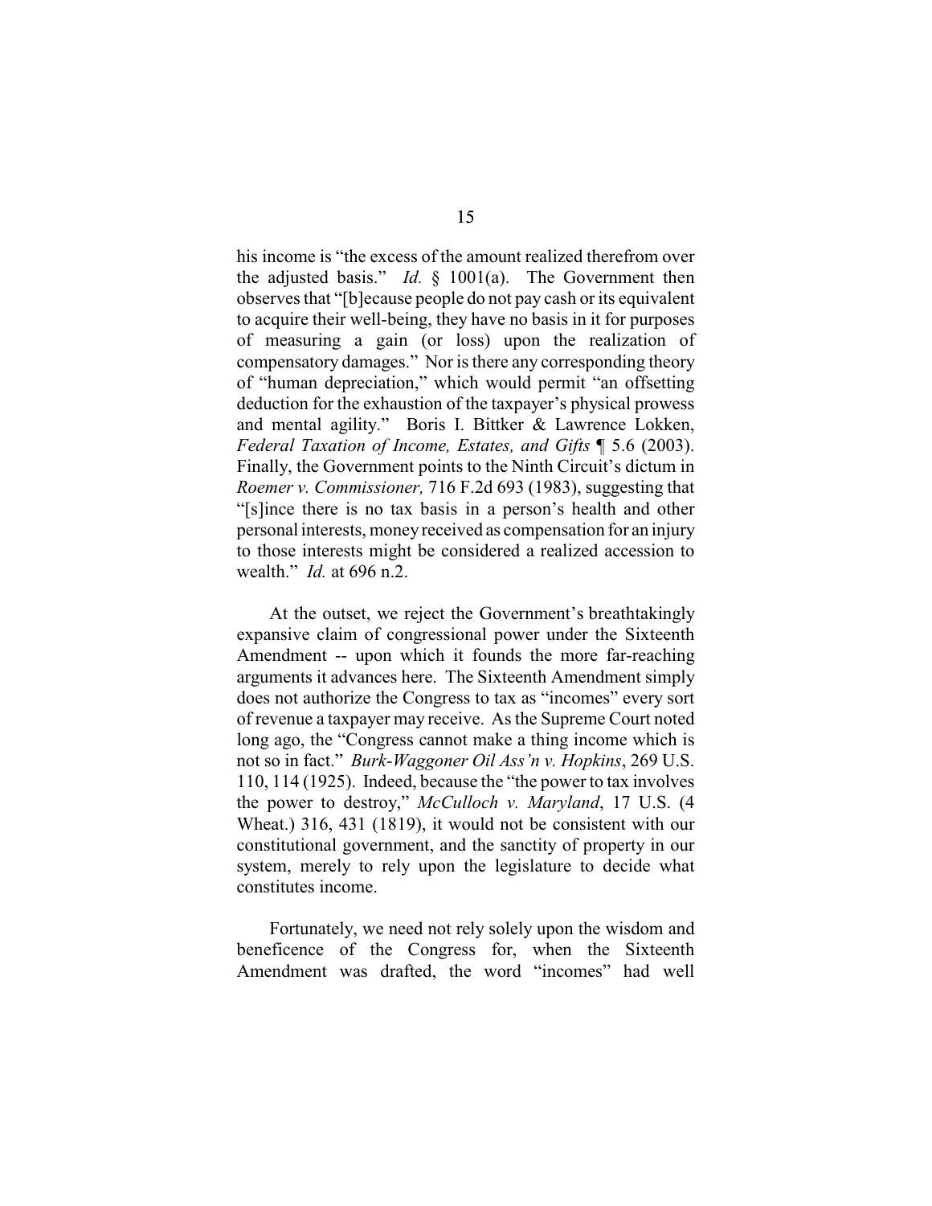his income is "the excess of the amount realized therefrom over the adjusted basis." *Id.* § 1001(a). The Government then observes that "[b]ecause people do not pay cash or its equivalent to acquire their well-being, they have no basis in it for purposes of measuring a gain (or loss) upon the realization of compensatory damages." Nor is there any corresponding theory of "human depreciation," which would permit "an offsetting deduction for the exhaustion of the taxpayer's physical prowess and mental agility." Boris I. Bittker & Lawrence Lokken, *Federal Taxation of Income, Estates, and Gifts* ¶ 5.6 (2003). Finally, the Government points to the Ninth Circuit's dictum in *Roemer v. Commissioner,* 716 F.2d 693 (1983), suggesting that "[s]ince there is no tax basis in a person's health and other personal interests, money received as compensation for an injury to those interests might be considered a realized accession to wealth." *Id.* at 696 n.2.

At the outset, we reject the Government's breathtakingly expansive claim of congressional power under the Sixteenth Amendment -- upon which it founds the more far-reaching arguments it advances here. The Sixteenth Amendment simply does not authorize the Congress to tax as "incomes" every sort of revenue a taxpayer may receive. As the Supreme Court noted long ago, the "Congress cannot make a thing income which is not so in fact." *Burk-Waggoner Oil Ass'n v. Hopkins*, 269 U.S. 110, 114 (1925). Indeed, because the "the power to tax involves the power to destroy," *McCulloch v. Maryland*, 17 U.S. (4 Wheat.) 316, 431 (1819), it would not be consistent with our constitutional government, and the sanctity of property in our system, merely to rely upon the legislature to decide what constitutes income.

Fortunately, we need not rely solely upon the wisdom and beneficence of the Congress for, when the Sixteenth Amendment was drafted, the word "incomes" had well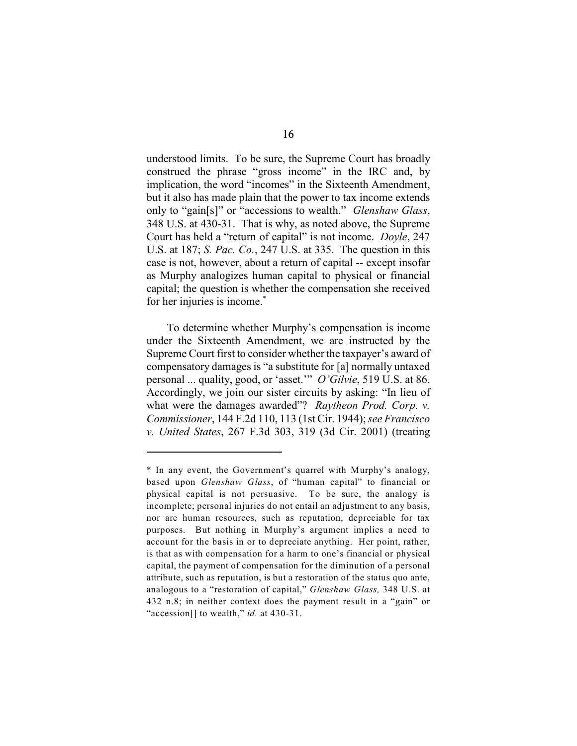understood limits. To be sure, the Supreme Court has broadly construed the phrase "gross income" in the IRC and, by implication, the word "incomes" in the Sixteenth Amendment, but it also has made plain that the power to tax income extends only to "gain[s]" or "accessions to wealth." *Glenshaw Glass*, 348 U.S. at 430-31. That is why, as noted above, the Supreme Court has held a "return of capital" is not income. *Doyle*, 247 U.S. at 187; *S. Pac. Co.*, 247 U.S. at 335. The question in this case is not, however, about a return of capital -- except insofar as Murphy analogizes human capital to physical or financial capital; the question is whether the compensation she received for her injuries is income.*

To determine whether Murphy's compensation is income under the Sixteenth Amendment, we are instructed by the Supreme Court first to consider whether the taxpayer's award of compensatory damages is "a substitute for [a] normally untaxed personal ... quality, good, or 'asset.'" *O'Gilvie*, 519 U.S. at 86. Accordingly, we join our sister circuits by asking: "In lieu of what were the damages awarded"? *Raytheon Prod. Corp. v. Commissioner*, 144 F.2d 110, 113 (1st Cir. 1944); *see Francisco v. United States*, 267 F.3d 303, 319 (3d Cir. 2001) (treating

---

* In any event, the Government's quarrel with Murphy's analogy, based upon *Glenshaw Glass*, of "human capital" to financial or physical capital is not persuasive. To be sure, the analogy is incomplete; personal injuries do not entail an adjustment to any basis, nor are human resources, such as reputation, depreciable for tax purposes. But nothing in Murphy's argument implies a need to account for the basis in or to depreciate anything. Her point, rather, is that as with compensation for a harm to one's financial or physical capital, the payment of compensation for the diminution of a personal attribute, such as reputation, is but a restoration of the status quo ante, analogous to a "restoration of capital," *Glenshaw Glass,* 348 U.S. at 432 n.8; in neither context does the payment result in a "gain" or "accession[] to wealth," *id.* at 430-31.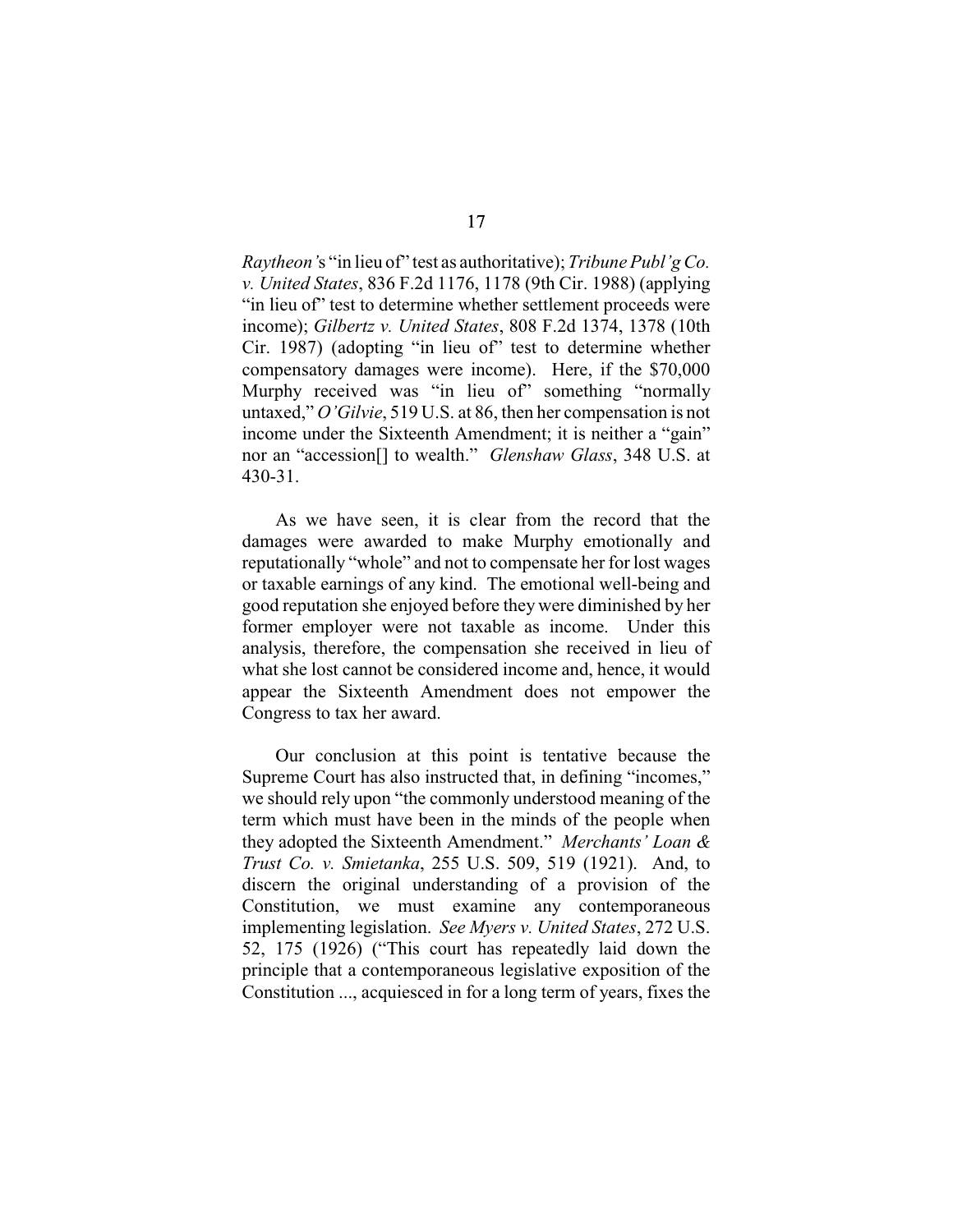*Raytheon*'s "in lieu of" test as authoritative); *Tribune Publ'g Co. v. United States*, 836 F.2d 1176, 1178 (9th Cir. 1988) (applying "in lieu of" test to determine whether settlement proceeds were income); *Gilbertz v. United States*, 808 F.2d 1374, 1378 (10th Cir. 1987) (adopting "in lieu of" test to determine whether compensatory damages were income). Here, if the $70,000 Murphy received was "in lieu of" something "normally untaxed," *O'Gilvie*, 519 U.S. at 86, then her compensation is not income under the Sixteenth Amendment; it is neither a "gain" nor an "accession[] to wealth." *Glenshaw Glass*, 348 U.S. at 430-31.

As we have seen, it is clear from the record that the damages were awarded to make Murphy emotionally and reputationally "whole" and not to compensate her for lost wages or taxable earnings of any kind. The emotional well-being and good reputation she enjoyed before they were diminished by her former employer were not taxable as income. Under this analysis, therefore, the compensation she received in lieu of what she lost cannot be considered income and, hence, it would appear the Sixteenth Amendment does not empower the Congress to tax her award.

Our conclusion at this point is tentative because the Supreme Court has also instructed that, in defining "incomes," we should rely upon "the commonly understood meaning of the term which must have been in the minds of the people when they adopted the Sixteenth Amendment." *Merchants' Loan & Trust Co. v. Smietanka*, 255 U.S. 509, 519 (1921). And, to discern the original understanding of a provision of the Constitution, we must examine any contemporaneous implementing legislation. *See Myers v. United States*, 272 U.S. 52, 175 (1926) ("This court has repeatedly laid down the principle that a contemporaneous legislative exposition of the Constitution ..., acquiesced in for a long term of years, fixes the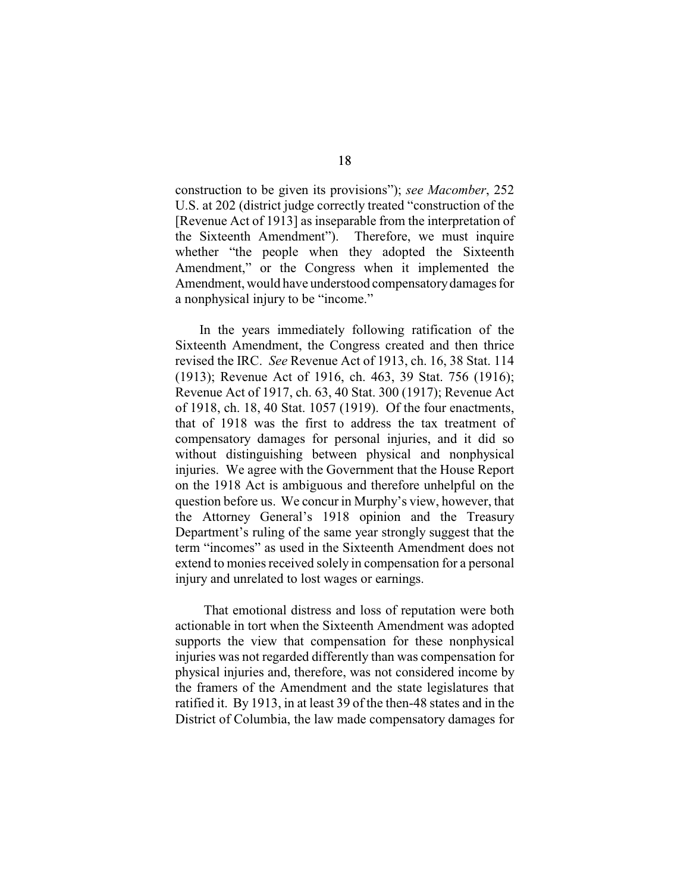construction to be given its provisions"); *see Macomber*, 252 U.S. at 202 (district judge correctly treated "construction of the [Revenue Act of 1913] as inseparable from the interpretation of the Sixteenth Amendment"). Therefore, we must inquire whether "the people when they adopted the Sixteenth Amendment," or the Congress when it implemented the Amendment, would have understood compensatory damages for a nonphysical injury to be "income."

In the years immediately following ratification of the Sixteenth Amendment, the Congress created and then thrice revised the IRC. *See* Revenue Act of 1913, ch. 16, 38 Stat. 114 (1913); Revenue Act of 1916, ch. 463, 39 Stat. 756 (1916); Revenue Act of 1917, ch. 63, 40 Stat. 300 (1917); Revenue Act of 1918, ch. 18, 40 Stat. 1057 (1919). Of the four enactments, that of 1918 was the first to address the tax treatment of compensatory damages for personal injuries, and it did so without distinguishing between physical and nonphysical injuries. We agree with the Government that the House Report on the 1918 Act is ambiguous and therefore unhelpful on the question before us. We concur in Murphy's view, however, that the Attorney General's 1918 opinion and the Treasury Department's ruling of the same year strongly suggest that the term "incomes" as used in the Sixteenth Amendment does not extend to monies received solely in compensation for a personal injury and unrelated to lost wages or earnings.

That emotional distress and loss of reputation were both actionable in tort when the Sixteenth Amendment was adopted supports the view that compensation for these nonphysical injuries was not regarded differently than was compensation for physical injuries and, therefore, was not considered income by the framers of the Amendment and the state legislatures that ratified it. By 1913, in at least 39 of the then-48 states and in the District of Columbia, the law made compensatory damages for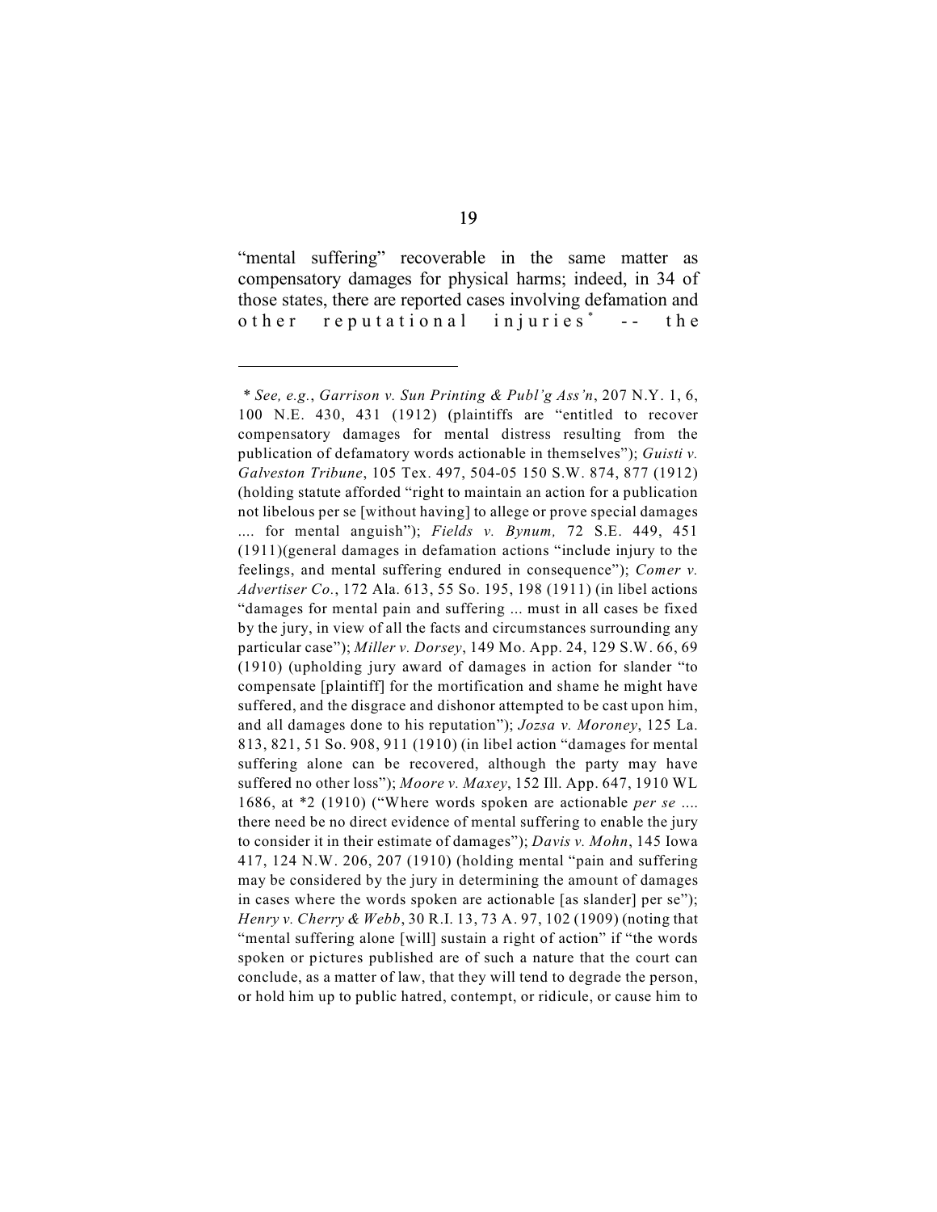"mental suffering" recoverable in the same matter as compensatory damages for physical harms; indeed, in 34 of those states, there are reported cases involving defamation and other reputational injuries* -- the

---

\* *See, e.g.*, *Garrison v. Sun Printing & Publ'g Ass'n*, 207 N.Y. 1, 6, 100 N.E. 430, 431 (1912) (plaintiffs are "entitled to recover compensatory damages for mental distress resulting from the publication of defamatory words actionable in themselves"); *Guisti v. Galveston Tribune*, 105 Tex. 497, 504-05 150 S.W. 874, 877 (1912) (holding statute afforded "right to maintain an action for a publication not libelous per se [without having] to allege or prove special damages .... for mental anguish"); *Fields v. Bynum,* 72 S.E. 449, 451 (1911)(general damages in defamation actions "include injury to the feelings, and mental suffering endured in consequence"); *Comer v. Advertiser Co.*, 172 Ala. 613, 55 So. 195, 198 (1911) (in libel actions "damages for mental pain and suffering ... must in all cases be fixed by the jury, in view of all the facts and circumstances surrounding any particular case"); *Miller v. Dorsey*, 149 Mo. App. 24, 129 S.W. 66, 69 (1910) (upholding jury award of damages in action for slander "to compensate [plaintiff] for the mortification and shame he might have suffered, and the disgrace and dishonor attempted to be cast upon him, and all damages done to his reputation"); *Jozsa v. Moroney*, 125 La. 813, 821, 51 So. 908, 911 (1910) (in libel action "damages for mental suffering alone can be recovered, although the party may have suffered no other loss"); *Moore v. Maxey*, 152 Ill. App. 647, 1910 WL 1686, at \*2 (1910) ("Where words spoken are actionable *per se* .... there need be no direct evidence of mental suffering to enable the jury to consider it in their estimate of damages"); *Davis v. Mohn*, 145 Iowa 417, 124 N.W. 206, 207 (1910) (holding mental "pain and suffering may be considered by the jury in determining the amount of damages in cases where the words spoken are actionable [as slander] per se"); *Henry v. Cherry & Webb*, 30 R.I. 13, 73 A. 97, 102 (1909) (noting that "mental suffering alone [will] sustain a right of action" if "the words spoken or pictures published are of such a nature that the court can conclude, as a matter of law, that they will tend to degrade the person, or hold him up to public hatred, contempt, or ridicule, or cause him to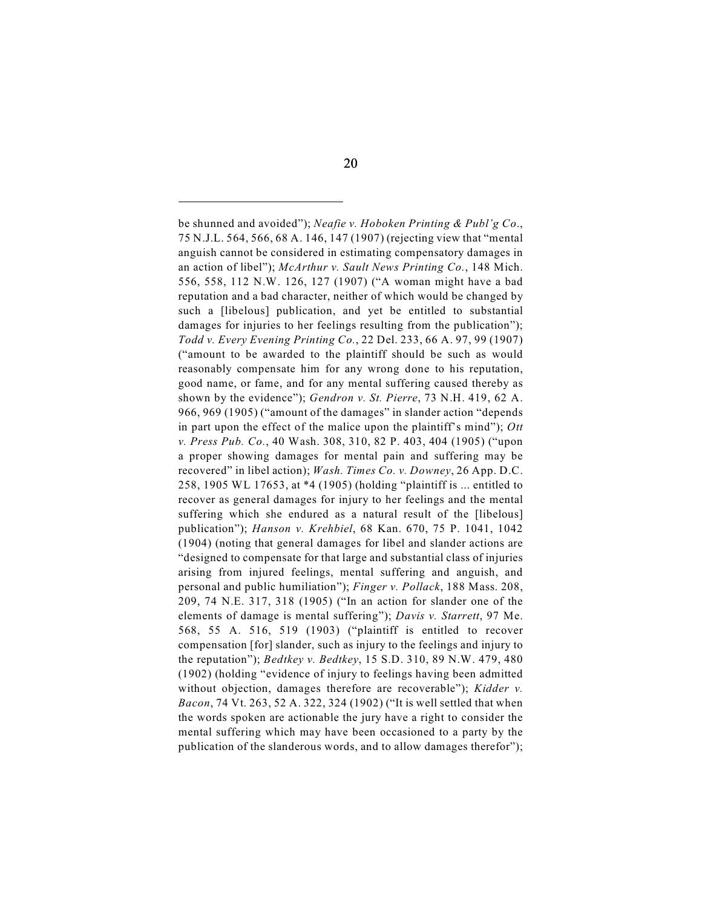be shunned and avoided"); *Neafie v. Hoboken Printing & Publ'g Co*., 75 N.J.L. 564, 566, 68 A. 146, 147 (1907) (rejecting view that "mental anguish cannot be considered in estimating compensatory damages in an action of libel"); *McArthur v. Sault News Printing Co.*, 148 Mich. 556, 558, 112 N.W. 126, 127 (1907) ("A woman might have a bad reputation and a bad character, neither of which would be changed by such a [libelous] publication, and yet be entitled to substantial damages for injuries to her feelings resulting from the publication"); *Todd v. Every Evening Printing Co.*, 22 Del. 233, 66 A. 97, 99 (1907) ("amount to be awarded to the plaintiff should be such as would reasonably compensate him for any wrong done to his reputation, good name, or fame, and for any mental suffering caused thereby as shown by the evidence"); *Gendron v. St. Pierre*, 73 N.H. 419, 62 A. 966, 969 (1905) ("amount of the damages" in slander action "depends in part upon the effect of the malice upon the plaintiff's mind"); *Ott v. Press Pub. Co.*, 40 Wash. 308, 310, 82 P. 403, 404 (1905) ("upon a proper showing damages for mental pain and suffering may be recovered" in libel action); *Wash. Times Co. v. Downey*, 26 App. D.C. 258, 1905 WL 17653, at *4 (1905) (holding "plaintiff is ... entitled to recover as general damages for injury to her feelings and the mental suffering which she endured as a natural result of the [libelous] publication"); *Hanson v. Krehbiel*, 68 Kan. 670, 75 P. 1041, 1042 (1904) (noting that general damages for libel and slander actions are "designed to compensate for that large and substantial class of injuries arising from injured feelings, mental suffering and anguish, and personal and public humiliation"); *Finger v. Pollack*, 188 Mass. 208, 209, 74 N.E. 317, 318 (1905) ("In an action for slander one of the elements of damage is mental suffering"); *Davis v. Starrett*, 97 Me. 568, 55 A. 516, 519 (1903) ("plaintiff is entitled to recover compensation [for] slander, such as injury to the feelings and injury to the reputation"); *Bedtkey v. Bedtkey*, 15 S.D. 310, 89 N.W. 479, 480 (1902) (holding "evidence of injury to feelings having been admitted without objection, damages therefore are recoverable"); *Kidder v. Bacon*, 74 Vt. 263, 52 A. 322, 324 (1902) ("It is well settled that when the words spoken are actionable the jury have a right to consider the mental suffering which may have been occasioned to a party by the publication of the slanderous words, and to allow damages therefor");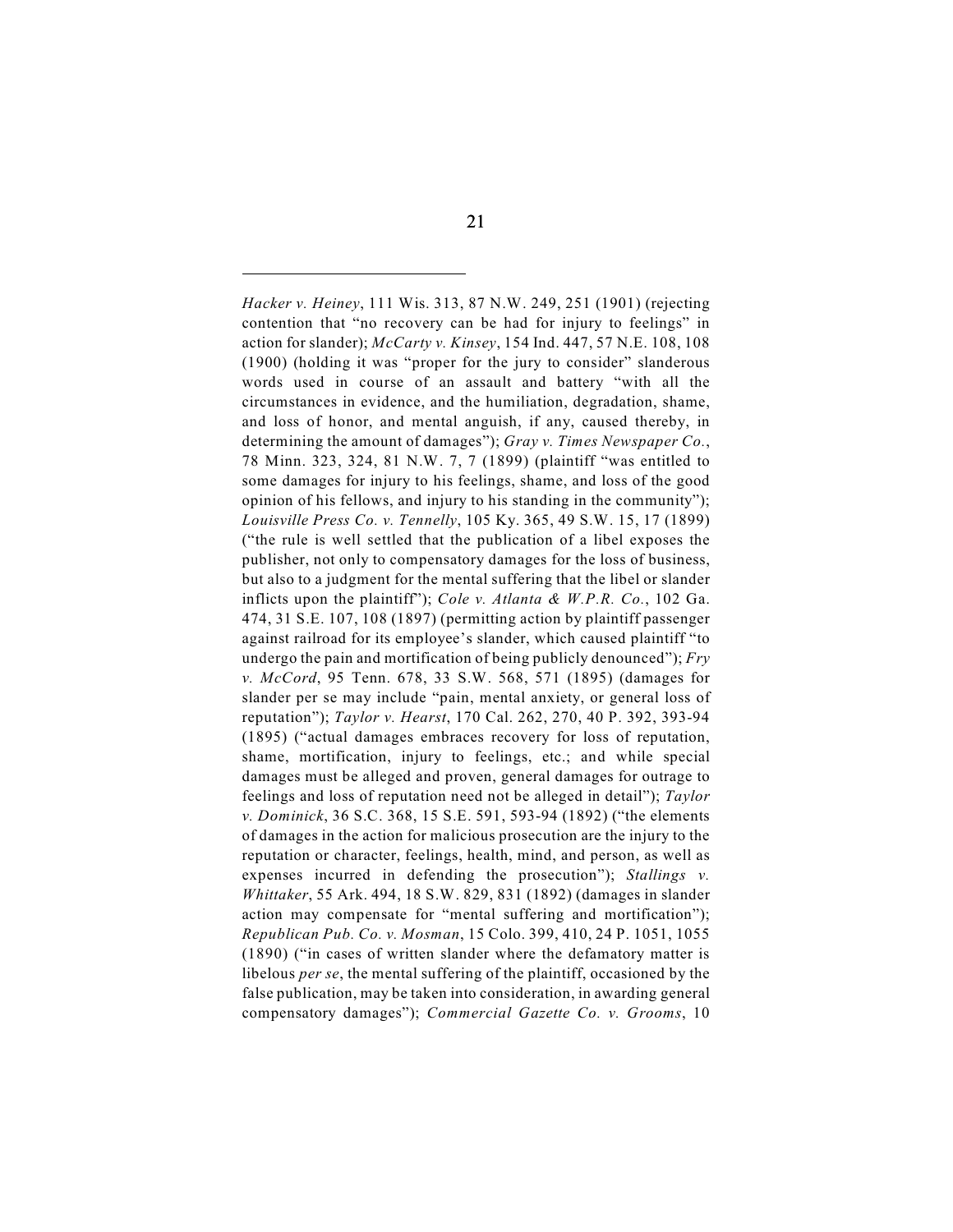*Hacker v. Heiney*, 111 Wis. 313, 87 N.W. 249, 251 (1901) (rejecting contention that "no recovery can be had for injury to feelings" in action for slander); *McCarty v. Kinsey*, 154 Ind. 447, 57 N.E. 108, 108 (1900) (holding it was "proper for the jury to consider" slanderous words used in course of an assault and battery "with all the circumstances in evidence, and the humiliation, degradation, shame, and loss of honor, and mental anguish, if any, caused thereby, in determining the amount of damages"); *Gray v. Times Newspaper Co.*, 78 Minn. 323, 324, 81 N.W. 7, 7 (1899) (plaintiff "was entitled to some damages for injury to his feelings, shame, and loss of the good opinion of his fellows, and injury to his standing in the community"); *Louisville Press Co. v. Tennelly*, 105 Ky. 365, 49 S.W. 15, 17 (1899) ("the rule is well settled that the publication of a libel exposes the publisher, not only to compensatory damages for the loss of business, but also to a judgment for the mental suffering that the libel or slander inflicts upon the plaintiff"); *Cole v. Atlanta & W.P.R. Co.*, 102 Ga. 474, 31 S.E. 107, 108 (1897) (permitting action by plaintiff passenger against railroad for its employee's slander, which caused plaintiff "to undergo the pain and mortification of being publicly denounced"); *Fry v. McCord*, 95 Tenn. 678, 33 S.W. 568, 571 (1895) (damages for slander per se may include "pain, mental anxiety, or general loss of reputation"); *Taylor v. Hearst*, 170 Cal. 262, 270, 40 P. 392, 393-94 (1895) ("actual damages embraces recovery for loss of reputation, shame, mortification, injury to feelings, etc.; and while special damages must be alleged and proven, general damages for outrage to feelings and loss of reputation need not be alleged in detail"); *Taylor v. Dominick*, 36 S.C. 368, 15 S.E. 591, 593-94 (1892) ("the elements of damages in the action for malicious prosecution are the injury to the reputation or character, feelings, health, mind, and person, as well as expenses incurred in defending the prosecution"); *Stallings v. Whittaker*, 55 Ark. 494, 18 S.W. 829, 831 (1892) (damages in slander action may compensate for "mental suffering and mortification"); *Republican Pub. Co. v. Mosman*, 15 Colo. 399, 410, 24 P. 1051, 1055 (1890) ("in cases of written slander where the defamatory matter is libelous *per se*, the mental suffering of the plaintiff, occasioned by the false publication, may be taken into consideration, in awarding general compensatory damages"); *Commercial Gazette Co. v. Grooms*, 10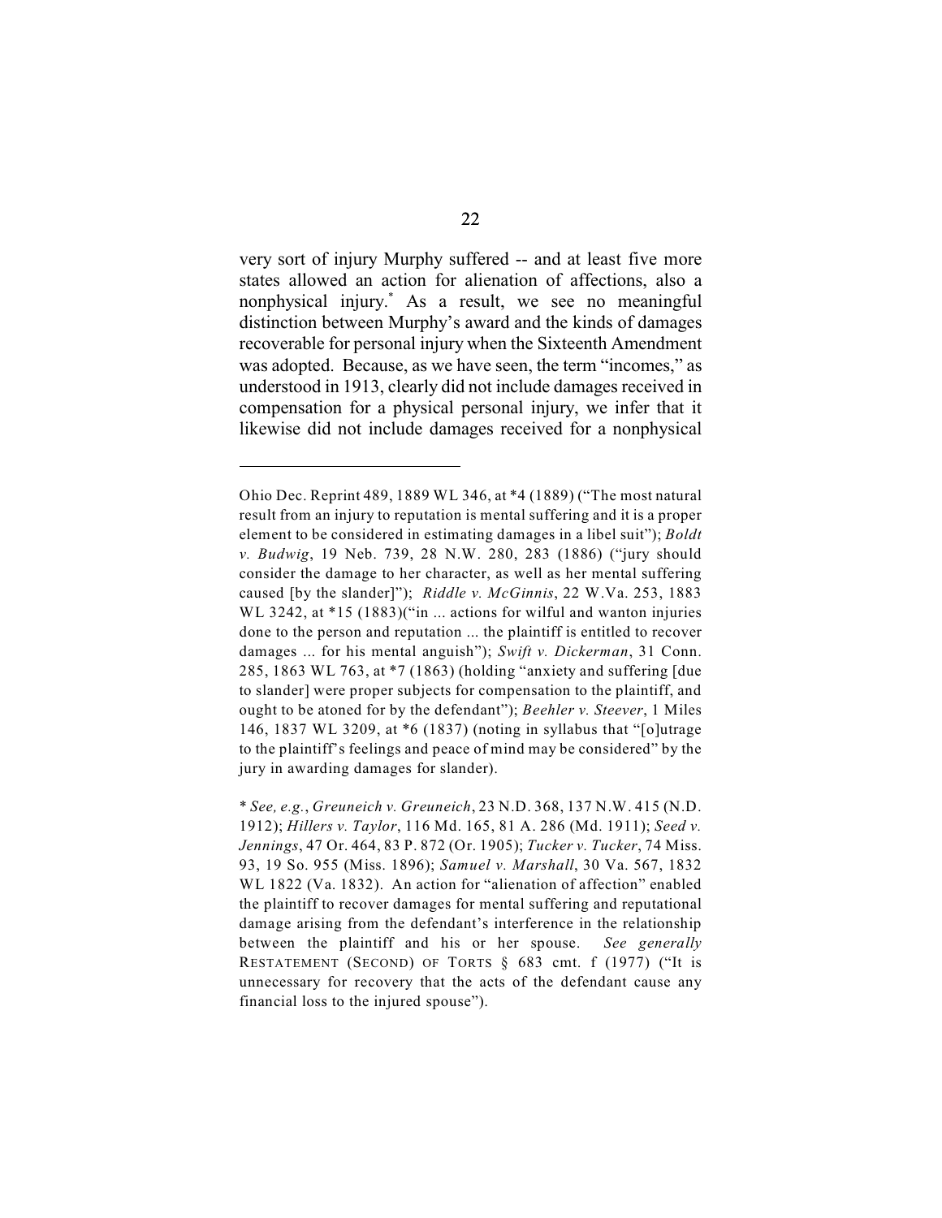very sort of injury Murphy suffered -- and at least five more states allowed an action for alienation of affections, also a nonphysical injury.* As a result, we see no meaningful distinction between Murphy's award and the kinds of damages recoverable for personal injury when the Sixteenth Amendment was adopted. Because, as we have seen, the term "incomes," as understood in 1913, clearly did not include damages received in compensation for a physical personal injury, we infer that it likewise did not include damages received for a nonphysical

---

Ohio Dec. Reprint 489, 1889 WL 346, at *4 (1889) ("The most natural result from an injury to reputation is mental suffering and it is a proper element to be considered in estimating damages in a libel suit"); *Boldt v. Budwig*, 19 Neb. 739, 28 N.W. 280, 283 (1886) ("jury should consider the damage to her character, as well as her mental suffering caused [by the slander]"); *Riddle v. McGinnis*, 22 W.Va. 253, 1883 WL 3242, at *15 (1883)("in ... actions for wilful and wanton injuries done to the person and reputation ... the plaintiff is entitled to recover damages ... for his mental anguish"); *Swift v. Dickerman*, 31 Conn. 285, 1863 WL 763, at *7 (1863) (holding "anxiety and suffering [due to slander] were proper subjects for compensation to the plaintiff, and ought to be atoned for by the defendant"); *Beehler v. Steever*, 1 Miles 146, 1837 WL 3209, at *6 (1837) (noting in syllabus that "[o]utrage to the plaintiff's feelings and peace of mind may be considered" by the jury in awarding damages for slander).

\* *See, e.g.*, *Greuneich v. Greuneich*, 23 N.D. 368, 137 N.W. 415 (N.D. 1912); *Hillers v. Taylor*, 116 Md. 165, 81 A. 286 (Md. 1911); *Seed v. Jennings*, 47 Or. 464, 83 P. 872 (Or. 1905); *Tucker v. Tucker*, 74 Miss. 93, 19 So. 955 (Miss. 1896); *Samuel v. Marshall*, 30 Va. 567, 1832 WL 1822 (Va. 1832). An action for "alienation of affection" enabled the plaintiff to recover damages for mental suffering and reputational damage arising from the defendant's interference in the relationship between the plaintiff and his or her spouse. *See generally* RESTATEMENT (SECOND) OF TORTS § 683 cmt. f (1977) ("It is unnecessary for recovery that the acts of the defendant cause any financial loss to the injured spouse").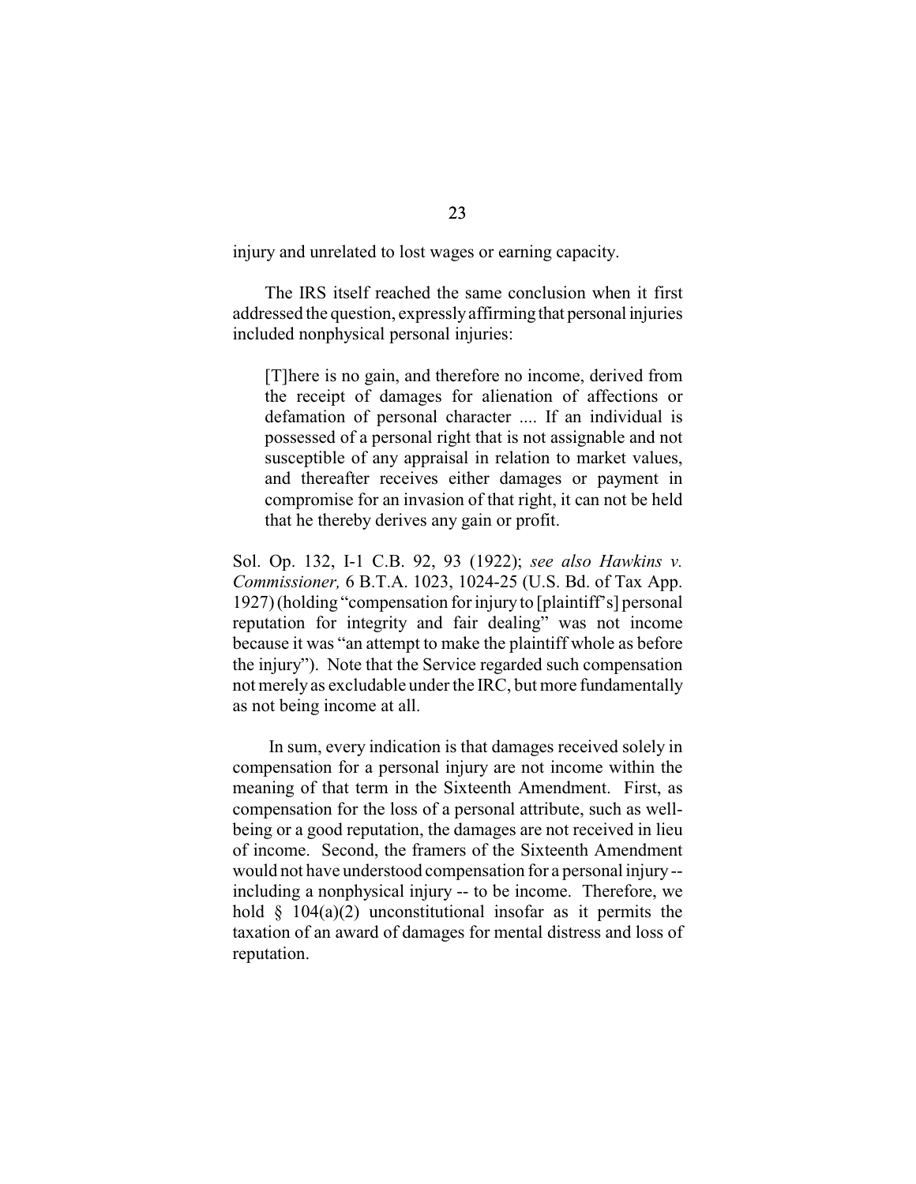injury and unrelated to lost wages or earning capacity.

The IRS itself reached the same conclusion when it first addressed the question, expressly affirming that personal injuries included nonphysical personal injuries:

> [T]here is no gain, and therefore no income, derived from the receipt of damages for alienation of affections or defamation of personal character .... If an individual is possessed of a personal right that is not assignable and not susceptible of any appraisal in relation to market values, and thereafter receives either damages or payment in compromise for an invasion of that right, it can not be held that he thereby derives any gain or profit.

Sol. Op. 132, I-1 C.B. 92, 93 (1922); *see also Hawkins v. Commissioner,* 6 B.T.A. 1023, 1024-25 (U.S. Bd. of Tax App. 1927) (holding "compensation for injury to [plaintiff's] personal reputation for integrity and fair dealing" was not income because it was "an attempt to make the plaintiff whole as before the injury"). Note that the Service regarded such compensation not merely as excludable under the IRC, but more fundamentally as not being income at all.

In sum, every indication is that damages received solely in compensation for a personal injury are not income within the meaning of that term in the Sixteenth Amendment. First, as compensation for the loss of a personal attribute, such as well-being or a good reputation, the damages are not received in lieu of income. Second, the framers of the Sixteenth Amendment would not have understood compensation for a personal injury -- including a nonphysical injury -- to be income. Therefore, we hold § 104(a)(2) unconstitutional insofar as it permits the taxation of an award of damages for mental distress and loss of reputation.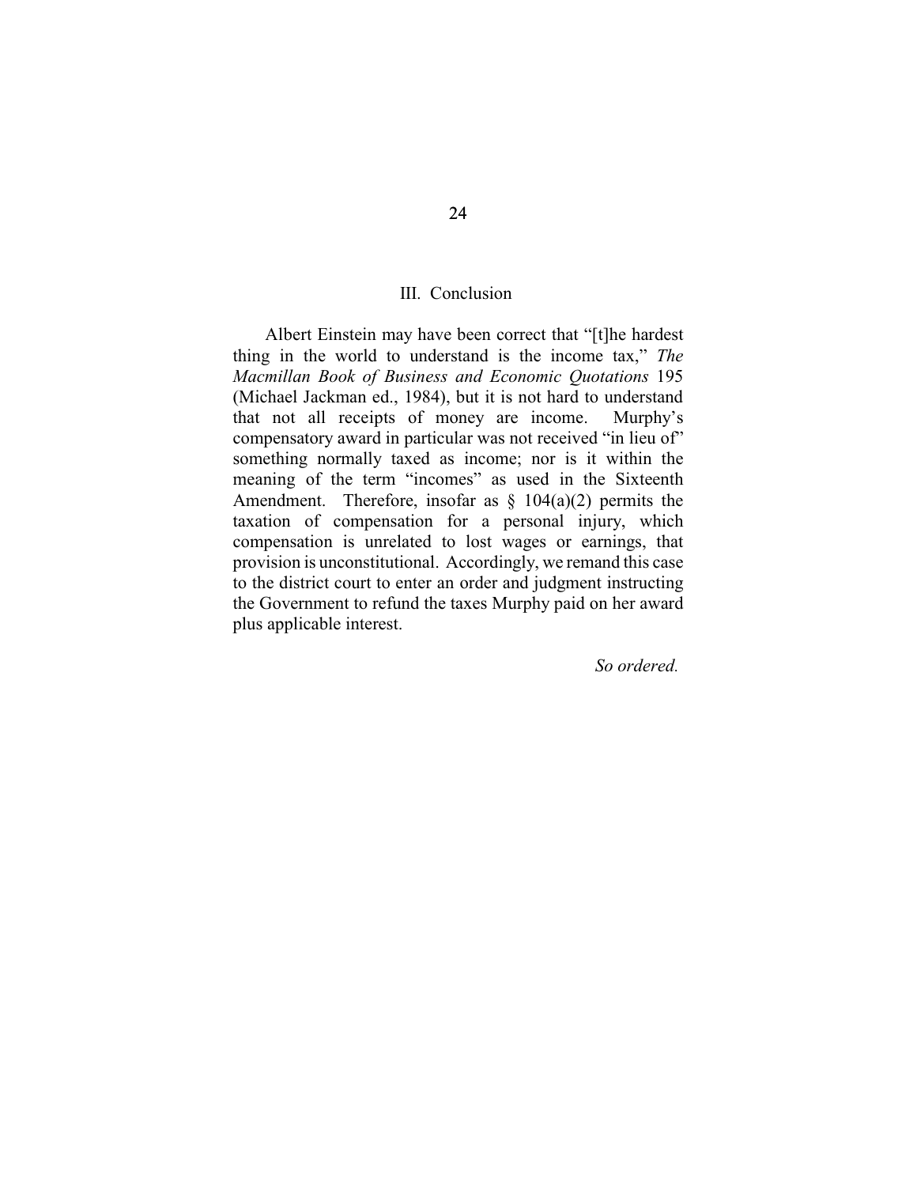## III. Conclusion

Albert Einstein may have been correct that "[t]he hardest thing in the world to understand is the income tax," *The Macmillan Book of Business and Economic Quotations* 195 (Michael Jackman ed., 1984), but it is not hard to understand that not all receipts of money are income. Murphy's compensatory award in particular was not received "in lieu of" something normally taxed as income; nor is it within the meaning of the term "incomes" as used in the Sixteenth Amendment. Therefore, insofar as § 104(a)(2) permits the taxation of compensation for a personal injury, which compensation is unrelated to lost wages or earnings, that provision is unconstitutional. Accordingly, we remand this case to the district court to enter an order and judgment instructing the Government to refund the taxes Murphy paid on her award plus applicable interest.

*So ordered.*